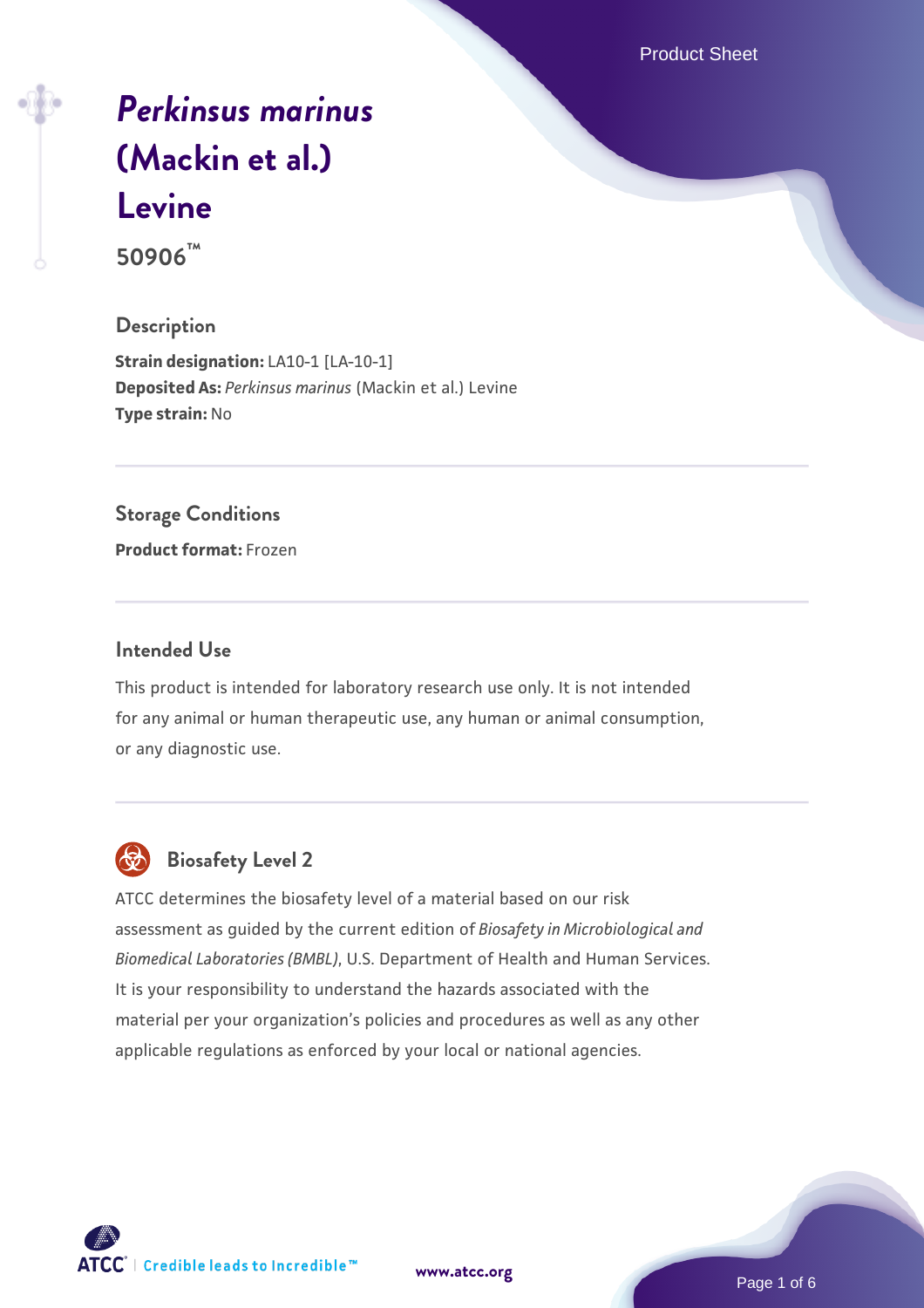# *Perkinsus marinus* (Mackin et al.) Levine

**50906™**

## Description

**Strain designation:** LA10-1 [LA-10-1]
**Deposited As:** *Perkinsus marinus* (Mackin et al.) Levine
**Type strain:** No

## Storage Conditions

**Product format:** Frozen

## Intended Use

This product is intended for laboratory research use only. It is not intended for any animal or human therapeutic use, any human or animal consumption, or any diagnostic use.

## Biosafety Level 2

ATCC determines the biosafety level of a material based on our risk assessment as guided by the current edition of *Biosafety in Microbiological and Biomedical Laboratories (BMBL)*, U.S. Department of Health and Human Services. It is your responsibility to understand the hazards associated with the material per your organization's policies and procedures as well as any other applicable regulations as enforced by your local or national agencies.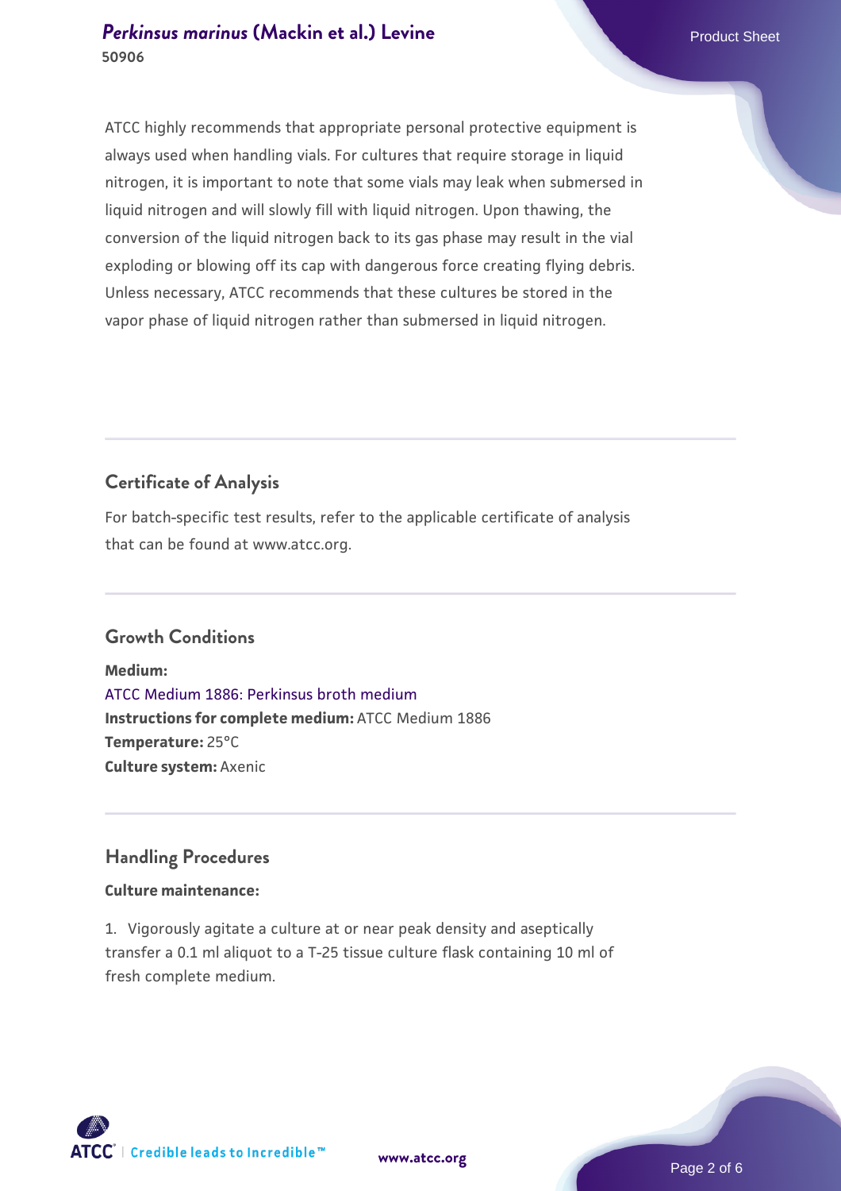ATCC highly recommends that appropriate personal protective equipment is always used when handling vials. For cultures that require storage in liquid nitrogen, it is important to note that some vials may leak when submersed in liquid nitrogen and will slowly fill with liquid nitrogen. Upon thawing, the conversion of the liquid nitrogen back to its gas phase may result in the vial exploding or blowing off its cap with dangerous force creating flying debris. Unless necessary, ATCC recommends that these cultures be stored in the vapor phase of liquid nitrogen rather than submersed in liquid nitrogen.

## Certificate of Analysis

For batch-specific test results, refer to the applicable certificate of analysis that can be found at www.atcc.org.

## Growth Conditions

**Medium:**
ATCC Medium 1886: Perkinsus broth medium
**Instructions for complete medium:** ATCC Medium 1886
**Temperature:** 25°C
**Culture system:** Axenic

## Handling Procedures

**Culture maintenance:**

1. Vigorously agitate a culture at or near peak density and aseptically transfer a 0.1 ml aliquot to a T-25 tissue culture flask containing 10 ml of fresh complete medium.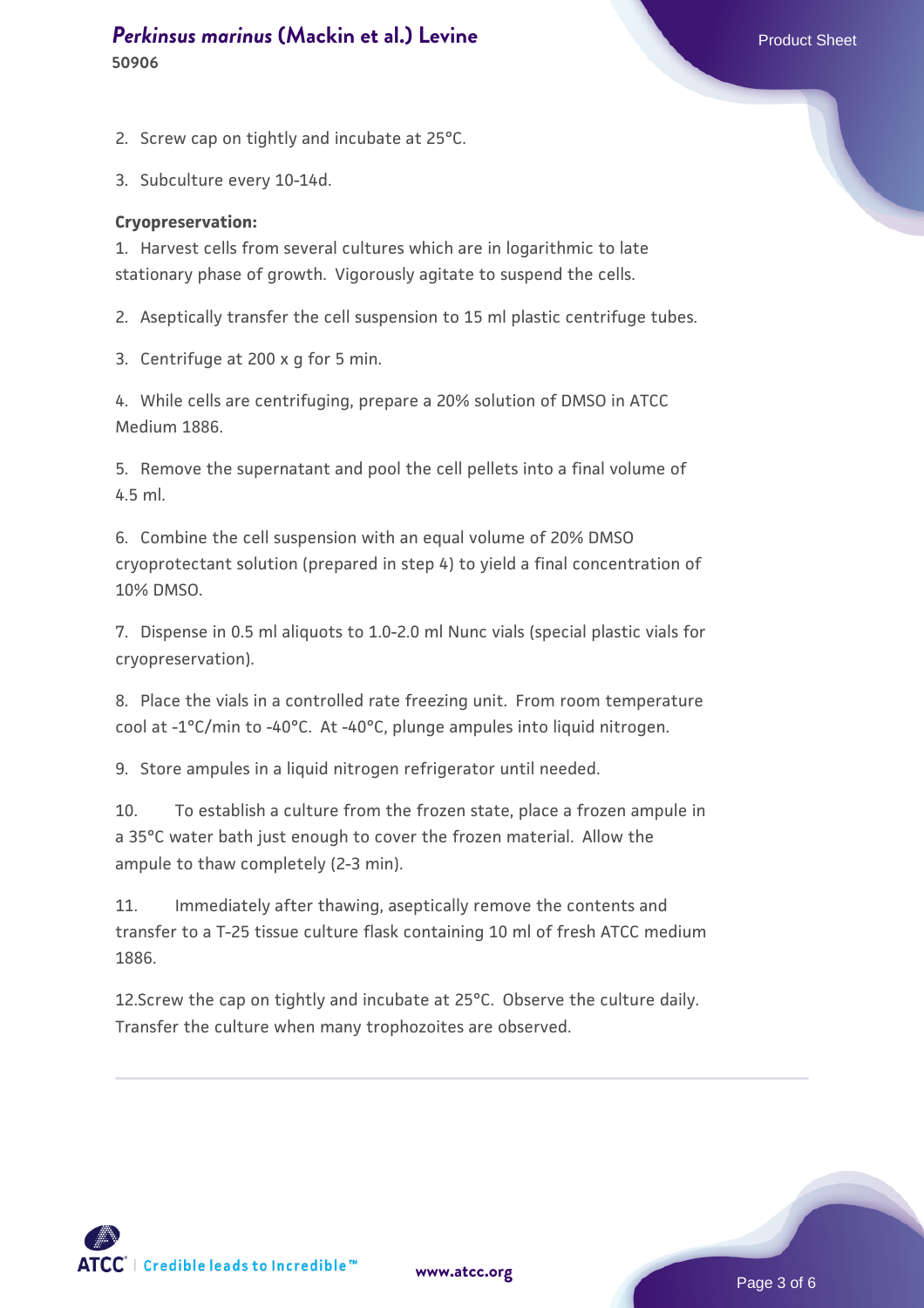2. Screw cap on tightly and incubate at 25°C.

3. Subculture every 10-14d.

**Cryopreservation:**

1. Harvest cells from several cultures which are in logarithmic to late stationary phase of growth. Vigorously agitate to suspend the cells.

2. Aseptically transfer the cell suspension to 15 ml plastic centrifuge tubes.

3. Centrifuge at 200 x g for 5 min.

4. While cells are centrifuging, prepare a 20% solution of DMSO in ATCC Medium 1886.

5. Remove the supernatant and pool the cell pellets into a final volume of 4.5 ml.

6. Combine the cell suspension with an equal volume of 20% DMSO cryoprotectant solution (prepared in step 4) to yield a final concentration of 10% DMSO.

7. Dispense in 0.5 ml aliquots to 1.0-2.0 ml Nunc vials (special plastic vials for cryopreservation).

8. Place the vials in a controlled rate freezing unit. From room temperature cool at -1°C/min to -40°C. At -40°C, plunge ampules into liquid nitrogen.

9. Store ampules in a liquid nitrogen refrigerator until needed.

10. To establish a culture from the frozen state, place a frozen ampule in a 35°C water bath just enough to cover the frozen material. Allow the ampule to thaw completely (2-3 min).

11. Immediately after thawing, aseptically remove the contents and transfer to a T-25 tissue culture flask containing 10 ml of fresh ATCC medium 1886.

12. Screw the cap on tightly and incubate at 25°C. Observe the culture daily. Transfer the culture when many trophozoites are observed.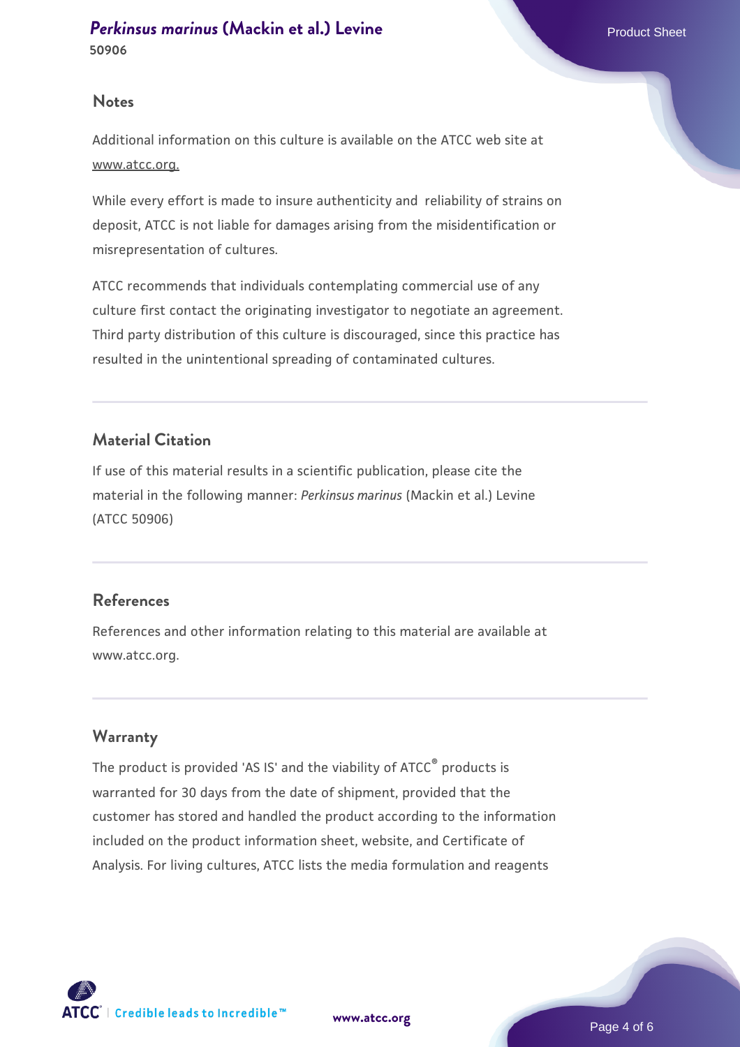## Notes

Additional information on this culture is available on the ATCC web site at www.atcc.org.

While every effort is made to insure authenticity and reliability of strains on deposit, ATCC is not liable for damages arising from the misidentification or misrepresentation of cultures.

ATCC recommends that individuals contemplating commercial use of any culture first contact the originating investigator to negotiate an agreement. Third party distribution of this culture is discouraged, since this practice has resulted in the unintentional spreading of contaminated cultures.

## Material Citation

If use of this material results in a scientific publication, please cite the material in the following manner: *Perkinsus marinus* (Mackin et al.) Levine (ATCC 50906)

## References

References and other information relating to this material are available at www.atcc.org.

## Warranty

The product is provided 'AS IS' and the viability of ATCC® products is warranted for 30 days from the date of shipment, provided that the customer has stored and handled the product according to the information included on the product information sheet, website, and Certificate of Analysis. For living cultures, ATCC lists the media formulation and reagents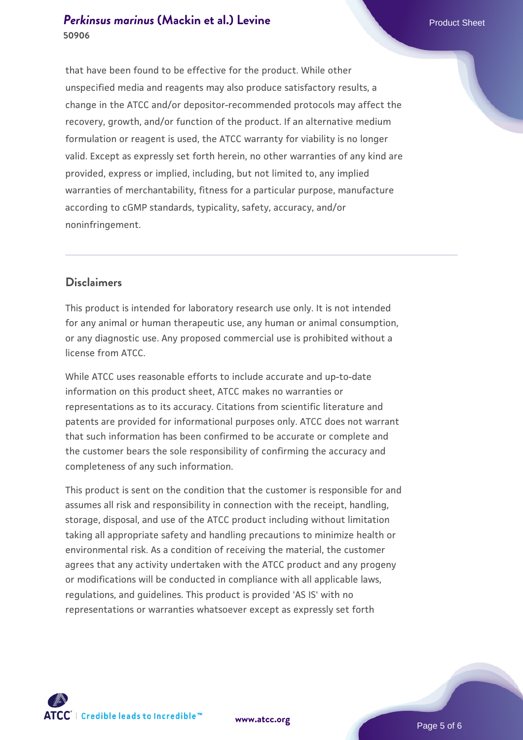that have been found to be effective for the product. While other unspecified media and reagents may also produce satisfactory results, a change in the ATCC and/or depositor-recommended protocols may affect the recovery, growth, and/or function of the product. If an alternative medium formulation or reagent is used, the ATCC warranty for viability is no longer valid. Except as expressly set forth herein, no other warranties of any kind are provided, express or implied, including, but not limited to, any implied warranties of merchantability, fitness for a particular purpose, manufacture according to cGMP standards, typicality, safety, accuracy, and/or noninfringement.

## Disclaimers

This product is intended for laboratory research use only. It is not intended for any animal or human therapeutic use, any human or animal consumption, or any diagnostic use. Any proposed commercial use is prohibited without a license from ATCC.

While ATCC uses reasonable efforts to include accurate and up-to-date information on this product sheet, ATCC makes no warranties or representations as to its accuracy. Citations from scientific literature and patents are provided for informational purposes only. ATCC does not warrant that such information has been confirmed to be accurate or complete and the customer bears the sole responsibility of confirming the accuracy and completeness of any such information.

This product is sent on the condition that the customer is responsible for and assumes all risk and responsibility in connection with the receipt, handling, storage, disposal, and use of the ATCC product including without limitation taking all appropriate safety and handling precautions to minimize health or environmental risk. As a condition of receiving the material, the customer agrees that any activity undertaken with the ATCC product and any progeny or modifications will be conducted in compliance with all applicable laws, regulations, and guidelines. This product is provided 'AS IS' with no representations or warranties whatsoever except as expressly set forth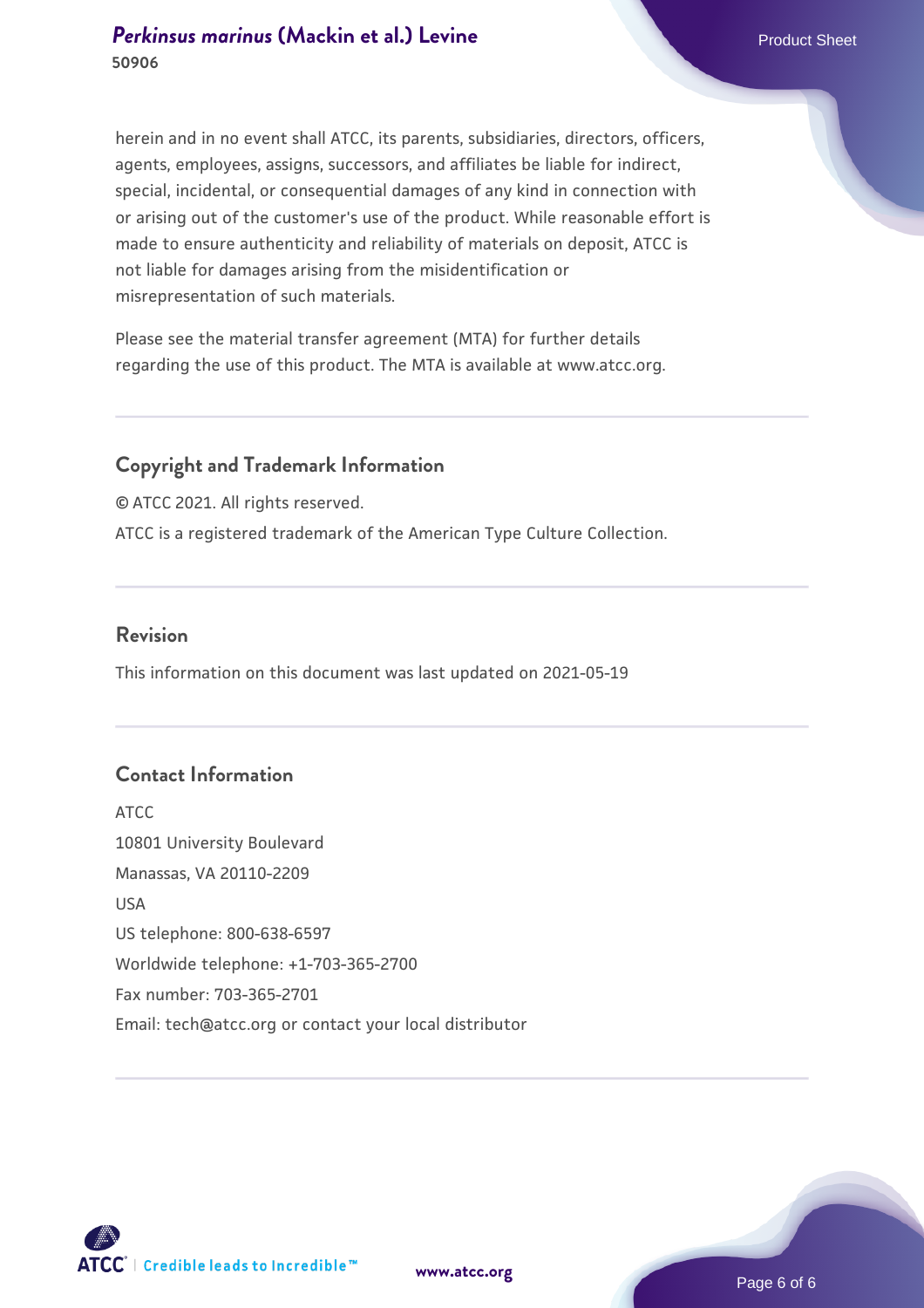herein and in no event shall ATCC, its parents, subsidiaries, directors, officers, agents, employees, assigns, successors, and affiliates be liable for indirect, special, incidental, or consequential damages of any kind in connection with or arising out of the customer's use of the product. While reasonable effort is made to ensure authenticity and reliability of materials on deposit, ATCC is not liable for damages arising from the misidentification or misrepresentation of such materials.

Please see the material transfer agreement (MTA) for further details regarding the use of this product. The MTA is available at www.atcc.org.

## Copyright and Trademark Information

© ATCC 2021. All rights reserved.

ATCC is a registered trademark of the American Type Culture Collection.

## Revision

This information on this document was last updated on 2021-05-19

## Contact Information

ATCC
10801 University Boulevard
Manassas, VA 20110-2209
USA
US telephone: 800-638-6597
Worldwide telephone: +1-703-365-2700
Fax number: 703-365-2701
Email: tech@atcc.org or contact your local distributor